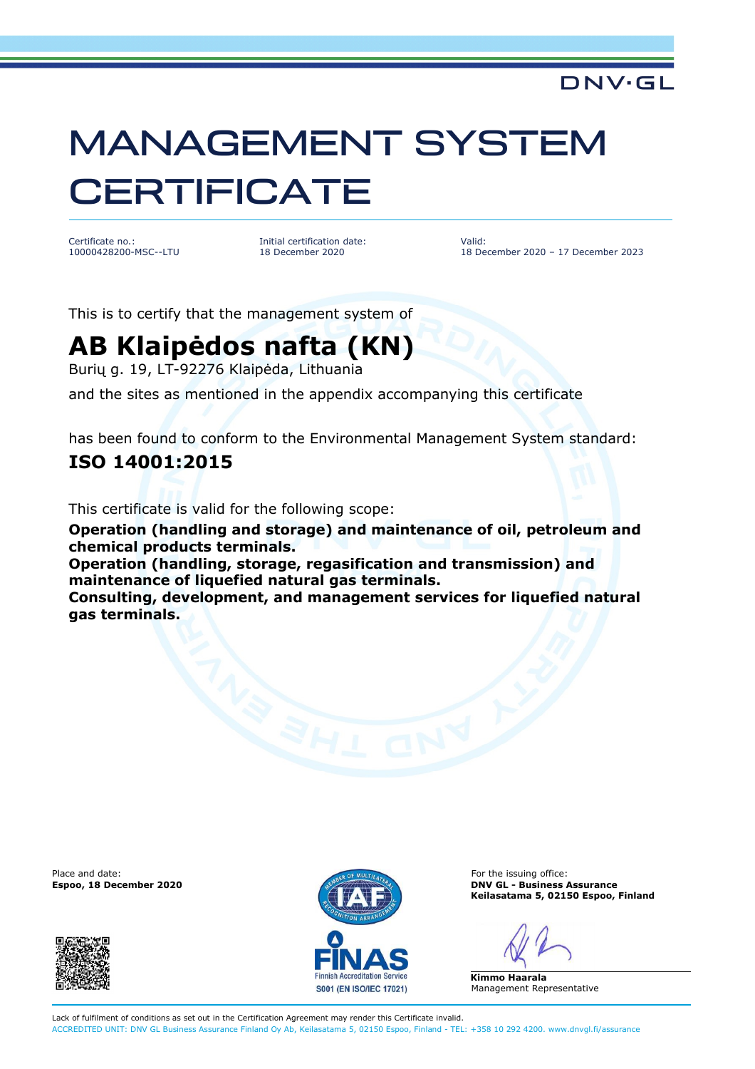DNV·GL

# MANAGEMENT SYSTEM CERTIFICATE

Certificate no.:
10000428200-MSC--LTU

Initial certification date:
18 December 2020

Valid:
18 December 2020 – 17 December 2023

This is to certify that the management system of

## AB Klaipėdos nafta (KN)

Burių g. 19, LT-92276 Klaipėda, Lithuania

and the sites as mentioned in the appendix accompanying this certificate

has been found to conform to the Environmental Management System standard:

## ISO 14001:2015

This certificate is valid for the following scope:

**Operation (handling and storage) and maintenance of oil, petroleum and chemical products terminals.**
**Operation (handling, storage, regasification and transmission) and maintenance of liquefied natural gas terminals.**
**Consulting, development, and management services for liquefied natural gas terminals.**

Place and date:
**Espoo, 18 December 2020**

For the issuing office:
**DNV GL - Business Assurance**
**Keilasatama 5, 02150 Espoo, Finland**

**Kimmo Haarala**
Management Representative

FINAS Finnish Accreditation Service S001 (EN ISO/IEC 17021)

Lack of fulfilment of conditions as set out in the Certification Agreement may render this Certificate invalid.
ACCREDITED UNIT: DNV GL Business Assurance Finland Oy Ab, Keilasatama 5, 02150 Espoo, Finland - TEL: +358 10 292 4200. www.dnvgl.fi/assurance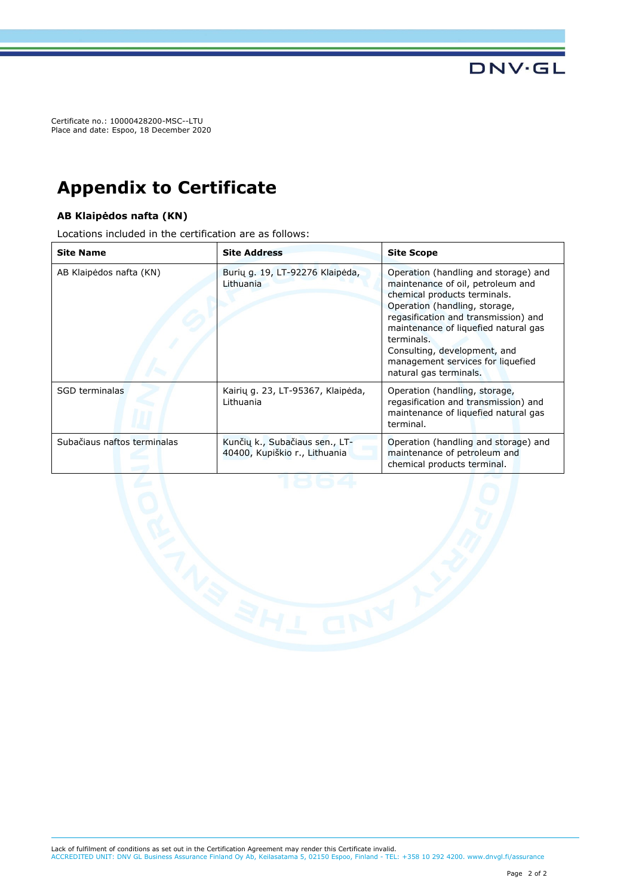Certificate no.: 10000428200-MSC--LTU
Place and date: Espoo, 18 December 2020

# Appendix to Certificate

### AB Klaipėdos nafta (KN)

Locations included in the certification are as follows:

| Site Name | Site Address | Site Scope |
| --- | --- | --- |
| AB Klaipėdos nafta (KN) | Burių g. 19, LT-92276 Klaipėda, Lithuania | Operation (handling and storage) and maintenance of oil, petroleum and chemical products terminals. Operation (handling, storage, regasification and transmission) and maintenance of liquefied natural gas terminals. Consulting, development, and management services for liquefied natural gas terminals. |
| SGD terminalas | Kairių g. 23, LT-95367, Klaipėda, Lithuania | Operation (handling, storage, regasification and transmission) and maintenance of liquefied natural gas terminal. |
| Subačiaus naftos terminalas | Kunčių k., Subačiaus sen., LT-40400, Kupiškio r., Lithuania | Operation (handling and storage) and maintenance of petroleum and chemical products terminal. |

Lack of fulfilment of conditions as set out in the Certification Agreement may render this Certificate invalid.
ACCREDITED UNIT: DNV GL Business Assurance Finland Oy Ab, Keilasatama 5, 02150 Espoo, Finland - TEL: +358 10 292 4200. www.dnvgl.fi/assurance